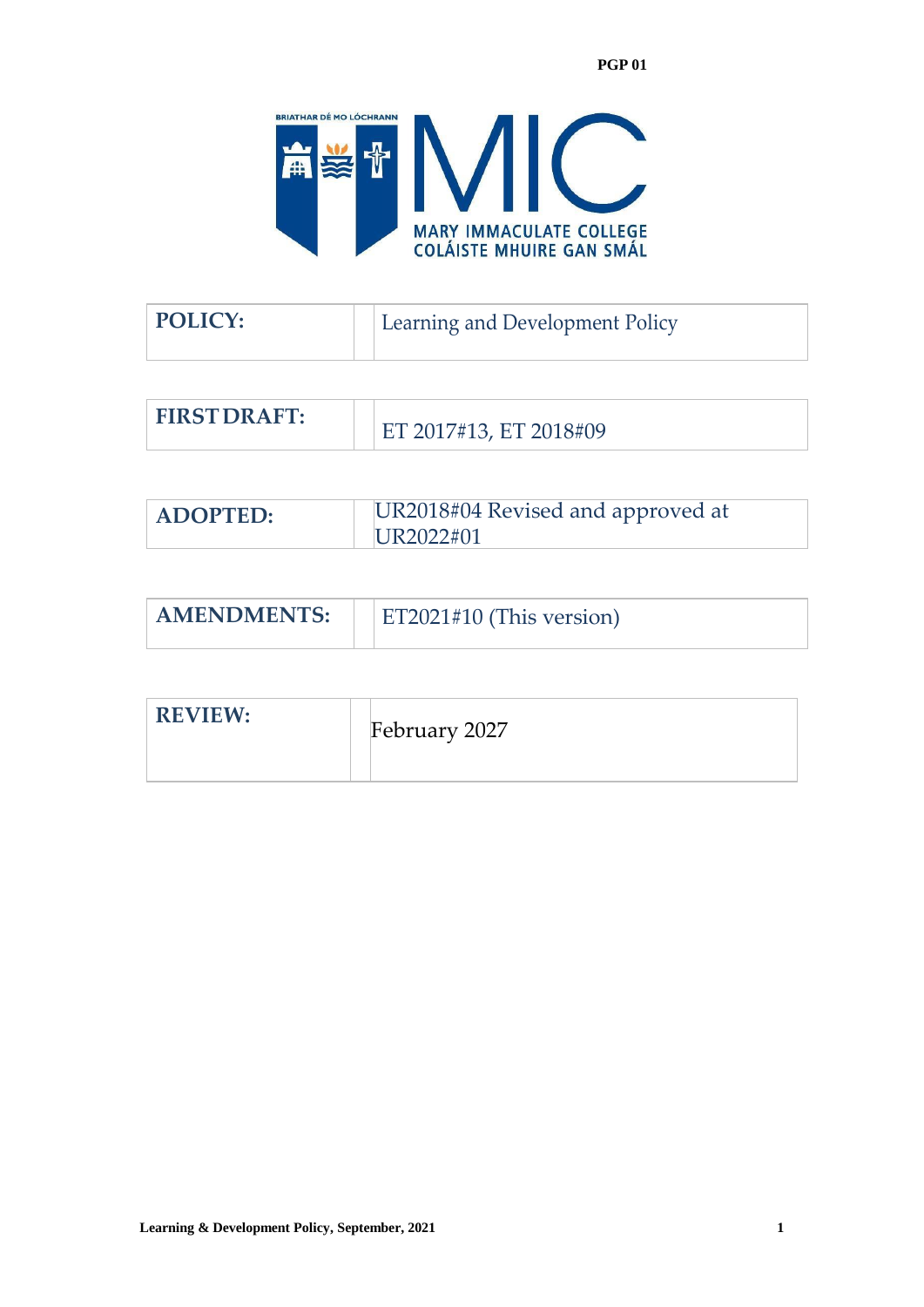PGP 01

MARY IMMACULATE COLLEGE
COLÁISTE MHUIRE GAN SMÁL

| | |
|---|---|
| **POLICY:** | Learning and Development Policy |
| **FIRST DRAFT:** | ET 2017#13, ET 2018#09 |
| **ADOPTED:** | UR2018#04 Revised and approved at UR2022#01 |
| **AMENDMENTS:** | ET2021#10 (This version) |
| **REVIEW:** | February 2027 |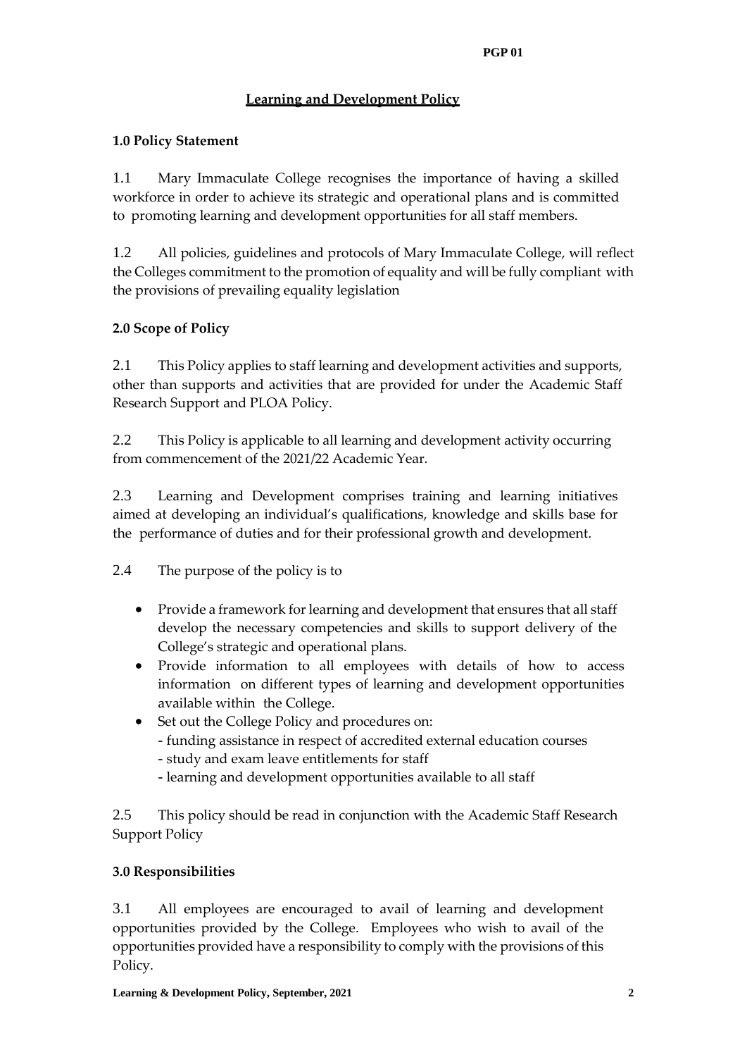## Learning and Development Policy

### 1.0 Policy Statement

1.1 Mary Immaculate College recognises the importance of having a skilled workforce in order to achieve its strategic and operational plans and is committed to promoting learning and development opportunities for all staff members.

1.2 All policies, guidelines and protocols of Mary Immaculate College, will reflect the Colleges commitment to the promotion of equality and will be fully compliant with the provisions of prevailing equality legislation

### 2.0 Scope of Policy

2.1 This Policy applies to staff learning and development activities and supports, other than supports and activities that are provided for under the Academic Staff Research Support and PLOA Policy.

2.2 This Policy is applicable to all learning and development activity occurring from commencement of the 2021/22 Academic Year.

2.3 Learning and Development comprises training and learning initiatives aimed at developing an individual's qualifications, knowledge and skills base for the performance of duties and for their professional growth and development.

2.4 The purpose of the policy is to

- Provide a framework for learning and development that ensures that all staff develop the necessary competencies and skills to support delivery of the College's strategic and operational plans.
- Provide information to all employees with details of how to access information on different types of learning and development opportunities available within the College.
- Set out the College Policy and procedures on:
  - funding assistance in respect of accredited external education courses
  - study and exam leave entitlements for staff
  - learning and development opportunities available to all staff

2.5 This policy should be read in conjunction with the Academic Staff Research Support Policy

### 3.0 Responsibilities

3.1 All employees are encouraged to avail of learning and development opportunities provided by the College. Employees who wish to avail of the opportunities provided have a responsibility to comply with the provisions of this Policy.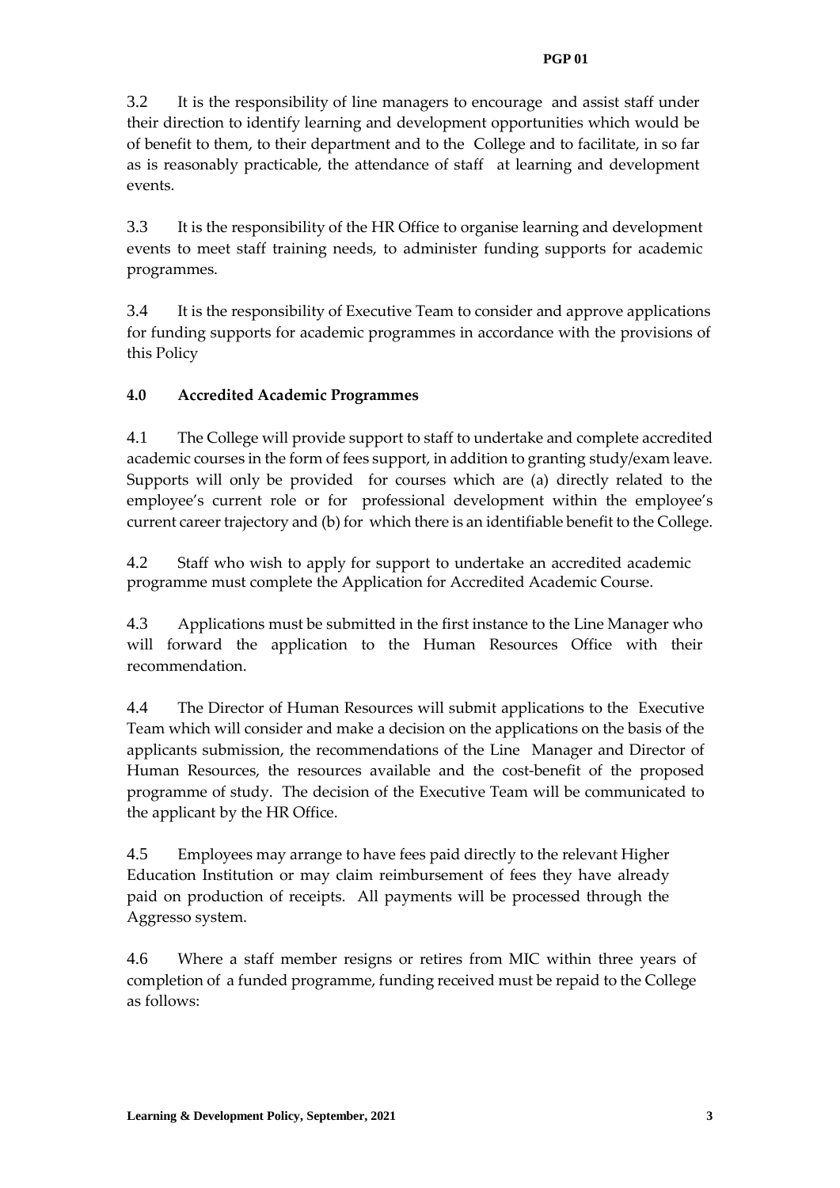3.2 It is the responsibility of line managers to encourage and assist staff under their direction to identify learning and development opportunities which would be of benefit to them, to their department and to the College and to facilitate, in so far as is reasonably practicable, the attendance of staff at learning and development events.

3.3 It is the responsibility of the HR Office to organise learning and development events to meet staff training needs, to administer funding supports for academic programmes.

3.4 It is the responsibility of Executive Team to consider and approve applications for funding supports for academic programmes in accordance with the provisions of this Policy

## 4.0 Accredited Academic Programmes

4.1 The College will provide support to staff to undertake and complete accredited academic courses in the form of fees support, in addition to granting study/exam leave. Supports will only be provided for courses which are (a) directly related to the employee's current role or for professional development within the employee's current career trajectory and (b) for which there is an identifiable benefit to the College.

4.2 Staff who wish to apply for support to undertake an accredited academic programme must complete the Application for Accredited Academic Course.

4.3 Applications must be submitted in the first instance to the Line Manager who will forward the application to the Human Resources Office with their recommendation.

4.4 The Director of Human Resources will submit applications to the Executive Team which will consider and make a decision on the applications on the basis of the applicants submission, the recommendations of the Line Manager and Director of Human Resources, the resources available and the cost-benefit of the proposed programme of study. The decision of the Executive Team will be communicated to the applicant by the HR Office.

4.5 Employees may arrange to have fees paid directly to the relevant Higher Education Institution or may claim reimbursement of fees they have already paid on production of receipts. All payments will be processed through the Aggresso system.

4.6 Where a staff member resigns or retires from MIC within three years of completion of a funded programme, funding received must be repaid to the College as follows: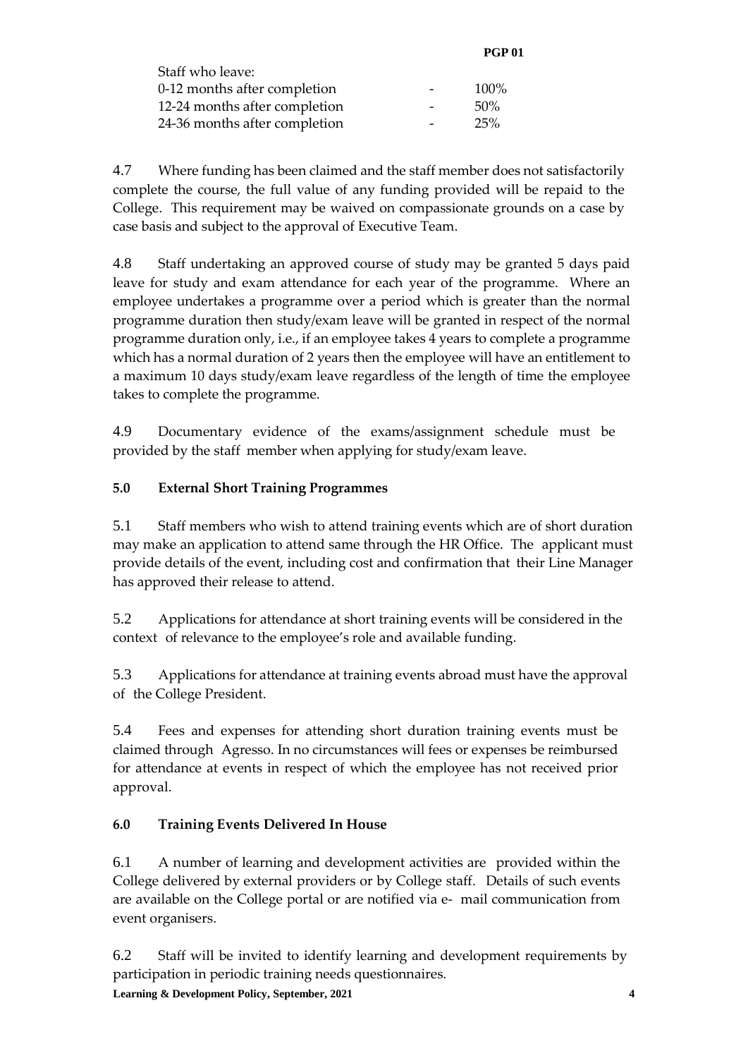| Staff who leave: | | |
| --- | --- | --- |
| 0-12 months after completion | - | 100% |
| 12-24 months after completion | - | 50% |
| 24-36 months after completion | - | 25% |

4.7 Where funding has been claimed and the staff member does not satisfactorily complete the course, the full value of any funding provided will be repaid to the College. This requirement may be waived on compassionate grounds on a case by case basis and subject to the approval of Executive Team.

4.8 Staff undertaking an approved course of study may be granted 5 days paid leave for study and exam attendance for each year of the programme. Where an employee undertakes a programme over a period which is greater than the normal programme duration then study/exam leave will be granted in respect of the normal programme duration only, i.e., if an employee takes 4 years to complete a programme which has a normal duration of 2 years then the employee will have an entitlement to a maximum 10 days study/exam leave regardless of the length of time the employee takes to complete the programme.

4.9 Documentary evidence of the exams/assignment schedule must be provided by the staff member when applying for study/exam leave.

## 5.0 External Short Training Programmes

5.1 Staff members who wish to attend training events which are of short duration may make an application to attend same through the HR Office. The applicant must provide details of the event, including cost and confirmation that their Line Manager has approved their release to attend.

5.2 Applications for attendance at short training events will be considered in the context of relevance to the employee's role and available funding.

5.3 Applications for attendance at training events abroad must have the approval of the College President.

5.4 Fees and expenses for attending short duration training events must be claimed through Agresso. In no circumstances will fees or expenses be reimbursed for attendance at events in respect of which the employee has not received prior approval.

## 6.0 Training Events Delivered In House

6.1 A number of learning and development activities are provided within the College delivered by external providers or by College staff. Details of such events are available on the College portal or are notified via e- mail communication from event organisers.

6.2 Staff will be invited to identify learning and development requirements by participation in periodic training needs questionnaires.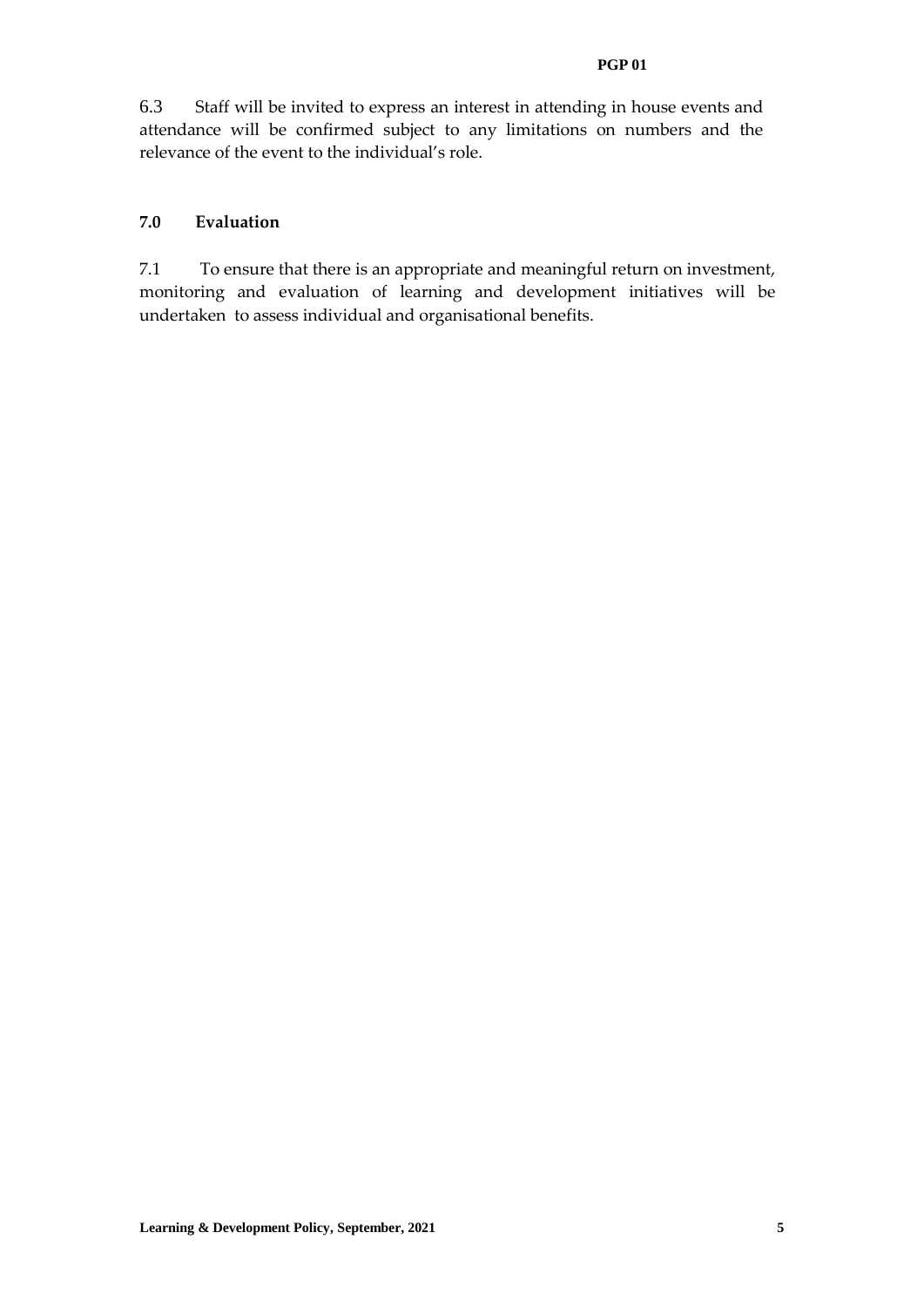6.3 Staff will be invited to express an interest in attending in house events and attendance will be confirmed subject to any limitations on numbers and the relevance of the event to the individual's role.

## 7.0 Evaluation

7.1 To ensure that there is an appropriate and meaningful return on investment, monitoring and evaluation of learning and development initiatives will be undertaken to assess individual and organisational benefits.